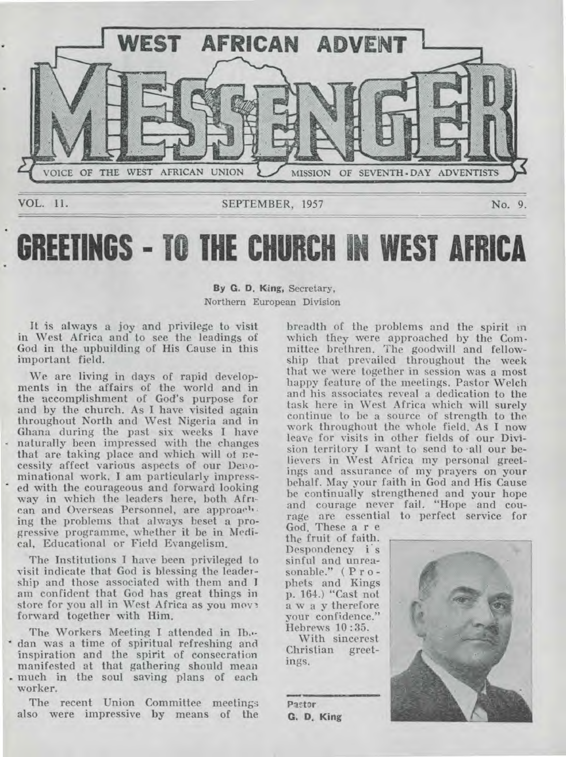# WEST AFRICAN ADVENT MESSENGER

VOICE OF THE WEST AFRICAN UNION MISSION OF SEVENTH-DAY ADVENTISTS

VOL. 11. SEPTEMBER, 1957 No. 9.

# GREETINGS - TO THE CHURCH IN WEST AFRICA

**By G. D. King,** Secretary,
Northern European Division

It is always a joy and privilege to visit in West Africa and to see the leadings of God in the upbuilding of His Cause in this important field.

We are living in days of rapid developments in the affairs of the world and in the accomplishment of God's purpose for and by the church. As I have visited again throughout North and West Nigeria and in Ghana during the past six weeks I have naturally been impressed with the changes that are taking place and which will of necessity affect various aspects of our Denominational work. I am particularly impressed with the courageous and forward looking way in which the leaders here, both African and Overseas Personnel, are approaching the problems that always beset a progressive programme, whether it be in Medical, Educational or Field Evangelism.

The Institutions I have been privileged to visit indicate that God is blessing the leadership and those associated with them and I am confident that God has great things in store for you all in West Africa as you move forward together with Him.

The Workers Meeting I attended in Ibadan was a time of spiritual refreshing and inspiration and the spirit of consecration manifested at that gathering should mean much in the soul saving plans of each worker.

The recent Union Committee meetings also were impressive by means of the breadth of the problems and the spirit in which they were approached by the Committee brethren. The goodwill and fellowship that prevailed throughout the week that we were together in session was a most happy feature of the meetings. Pastor Welch and his associates reveal a dedication to the task here in West Africa which will surely continue to be a source of strength to the work throughout the whole field. As I now leave for visits in other fields of our Division territory I want to send to all our believers in West Africa my personal greetings and assurance of my prayers on your behalf. May your faith in God and His Cause be continually strengthened and your hope and courage never fail. "Hope and courage are essential to perfect service for God. These are the fruit of faith. Despondency is sinful and unreasonable." (Prophets and Kings p. 164.) "Cast not away therefore your confidence." Hebrews 10:35.

With sincerest Christian greetings.

Pastor
G. D. King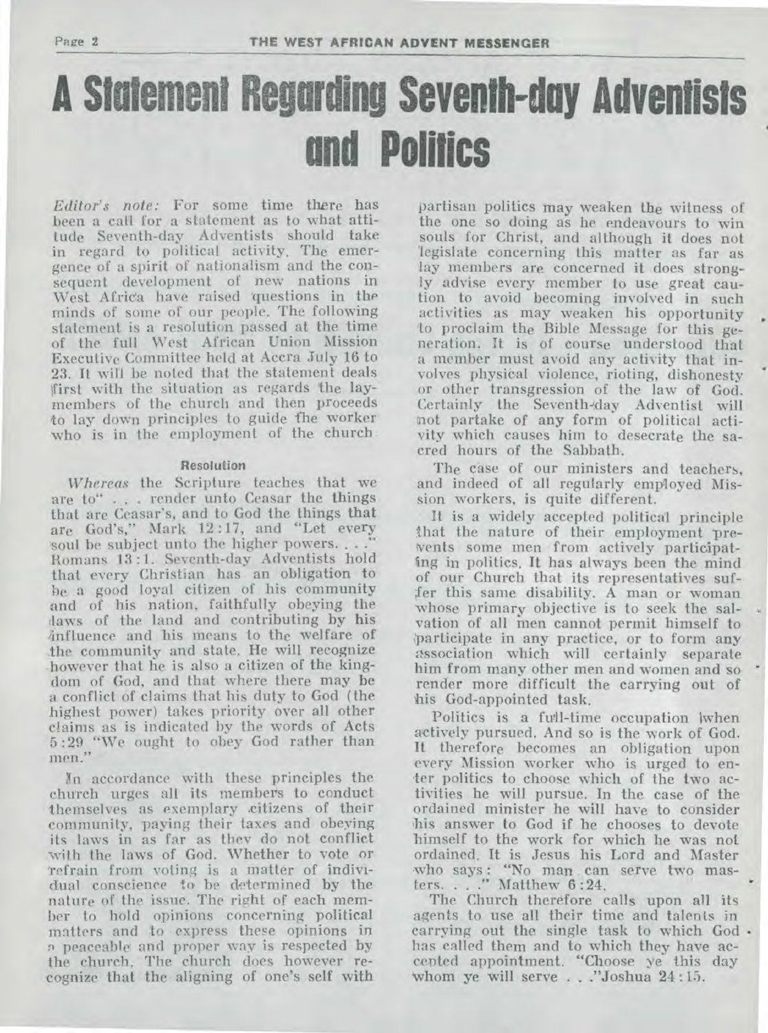# A Statement Regarding Seventh-day Adventists and Politics

*Editor's note:* For some time there has been a call for a statement as to what attitude Seventh-day Adventists should take in regard to political activity. The emergence of a spirit of nationalism and the consequent development of new nations in West Africa have raised questions in the minds of some of our people. The following statement is a resolution passed at the time of the full West African Union Mission Executive Committee held at Accra July 16 to 23. It will be noted that the statement deals first with the situation as regards the lay-members of the church and then proceeds to lay down principles to guide the worker who is in the employment of the church.

#### Resolution

*Whereas* the Scripture teaches that we are to" . . . render unto Ceasar the things that are Ceasar's, and to God the things that are God's," Mark 12:17, and "Let every soul be subject unto the higher powers. . . ." Romans 13:1. Seventh-day Adventists hold that every Christian has an obligation to be a good loyal citizen of his community and of his nation, faithfully obeying the laws of the land and contributing by his influence and his means to the welfare of the community and state. He will recognize however that he is also a citizen of the kingdom of God, and that where there may be a conflict of claims that his duty to God (the highest power) takes priority over all other claims as is indicated by the words of Acts 5:29 "We ought to obey God rather than men."

In accordance with these principles the church urges all its members to conduct themselves as exemplary citizens of their community, paying their taxes and obeying its laws in as far as they do not conflict with the laws of God. Whether to vote or refrain from voting is a matter of individual conscience to be determined by the nature of the issue. The right of each member to hold opinions concerning political matters and to express these opinions in a peaceable and proper way is respected by the church. The church does however recognize that the aligning of one's self with partisan politics may weaken the witness of the one so doing as he endeavours to win souls for Christ, and although it does not legislate concerning this matter as far as lay members are concerned it does strongly advise every member to use great caution to avoid becoming involved in such activities as may weaken his opportunity to proclaim the Bible Message for this generation. It is of course understood that a member must avoid any activity that involves physical violence, rioting, dishonesty or other transgression of the law of God. Certainly the Seventh-day Adventist will not partake of any form of political activity which causes him to desecrate the sacred hours of the Sabbath.

The case of our ministers and teachers, and indeed of all regularly employed Mission workers, is quite different.

It is a widely accepted political principle that the nature of their employment prevents some men from actively participating in politics. It has always been the mind of our Church that its representatives suffer this same disability. A man or woman whose primary objective is to seek the salvation of all men cannot permit himself to participate in any practice, or to form any association which will certainly separate him from many other men and women and so render more difficult the carrying out of his God-appointed task.

Politics is a full-time occupation when actively pursued. And so is the work of God. It therefore becomes an obligation upon every Mission worker who is urged to enter politics to choose which of the two activities he will pursue. In the case of the ordained minister he will have to consider his answer to God if he chooses to devote himself to the work for which he was not ordained. It is Jesus his Lord and Master who says: "No man can serve two masters. . . ." Matthew 6:24.

The Church therefore calls upon all its agents to use all their time and talents in carrying out the single task to which God has called them and to which they have accepted appointment. "Choose ye this day whom ye will serve . . ."Joshua 24:15.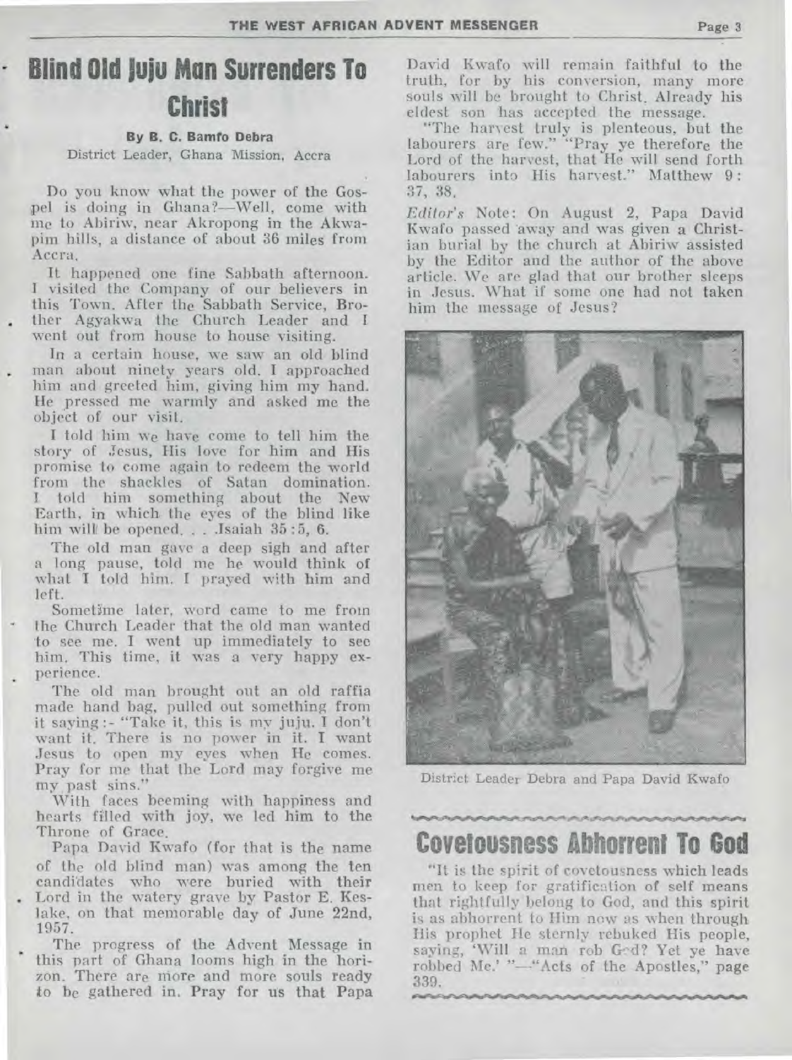# Blind Old Juju Man Surrenders To Christ

**By B. C. Bamfo Debra**
District Leader, Ghana Mission, Accra

Do you know what the power of the Gospel is doing in Ghana?—Well, come with me to Abiriw, near Akropong in the Akwapim hills, a distance of about 36 miles from Accra.

It happened one fine Sabbath afternoon. I visited the Company of our believers in this Town. After the Sabbath Service, Brother Agyakwa the Church Leader and I went out from house to house visiting.

In a certain house, we saw an old blind man about ninety years old. I approached him and greeted him, giving him my hand. He pressed me warmly and asked me the object of our visit.

I told him we have come to tell him the story of Jesus, His love for him and His promise to come again to redeem the world from the shackles of Satan domination. I told him something about the New Earth, in which the eyes of the blind like him will be opened. . . Isaiah 35:5, 6.

The old man gave a deep sigh and after a long pause, told me he would think of what I told him. I prayed with him and left.

Sometime later, word came to me from the Church Leader that the old man wanted to see me. I went up immediately to see him. This time, it was a very happy experience.

The old man brought out an old raffia made hand bag, pulled out something from it saying:- "Take it, this is my juju. I don't want it. There is no power in it. I want Jesus to open my eyes when He comes. Pray for me that the Lord may forgive me my past sins."

With faces beeming with happiness and hearts filled with joy, we led him to the Throne of Grace.

Papa David Kwafo (for that is the name of the old blind man) was among the ten candidates who were buried with their Lord in the watery grave by Pastor E. Keslake, on that memorable day of June 22nd, 1957.

The progress of the Advent Message in this part of Ghana looms high in the horizon. There are more and more souls ready to be gathered in. Pray for us that Papa David Kwafo will remain faithful to the truth, for by his conversion, many more souls will be brought to Christ. Already his eldest son has accepted the message.

"The harvest truly is plenteous, but the labourers are few." "Pray ye therefore the Lord of the harvest, that He will send forth labourers into His harvest." Matthew 9: 37, 38.

*Editor's* Note: On August 2, Papa David Kwafo passed away and was given a Christian burial by the church at Abiriw assisted by the Editor and the author of the above article. We are glad that our brother sleeps in Jesus. What if some one had not taken him the message of Jesus?

District Leader Debra and Papa David Kwafo

# Covetousness Abhorrent To God

"It is the spirit of covetousness which leads men to keep for gratification of self means that rightfully belong to God, and this spirit is as abhorrent to Him now as when through His prophet He sternly rebuked His people, saying, 'Will a man rob God? Yet ye have robbed Me.' "—"Acts of the Apostles," page 339.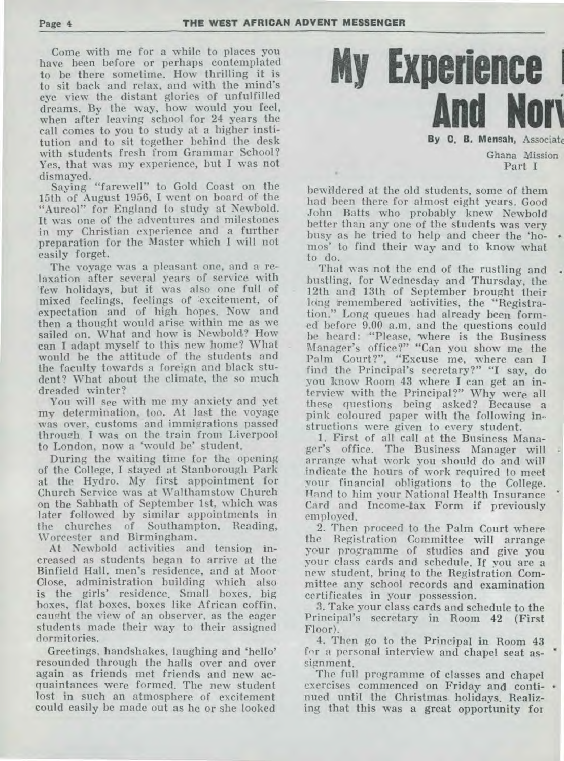# My Experience And Nor

**By C. B. Mensah,** Associat

Ghana Mission

Part I

Come with me for a while to places you have been before or perhaps contemplated to be there sometime. How thrilling it is to sit back and relax, and with the mind's eye view the distant glories of unfulfilled dreams. By the way, how would you feel, when after leaving school for 24 years the call comes to you to study at a higher institution and to sit together behind the desk with students fresh from Grammar School? Yes, that was my experience, but I was not dismayed.

Saying "farewell" to Gold Coast on the 15th of August 1956, I went on board of the "Aureol" for England to study at Newbold. It was one of the adventures and milestones in my Christian experience and a further preparation for the Master which I will not easily forget.

The voyage was a pleasant one, and a relaxation after several years of service with few holidays, but it was also one full of mixed feelings, feelings of excitement, of expectation and of high hopes. Now and then a thought would arise within me as we sailed on. What and how is Newbold? How can I adapt myself to this new home? What would be the attitude of the students and the faculty towards a foreign and black student? What about the climate, the so much dreaded winter?

You will see with me my anxiety and yet my determination, too. At last the voyage was over, customs and immigrations passed through. I was on the train from Liverpool to London, now a 'would be' student.

During the waiting time for the opening of the College, I stayed at Stanborough Park at the Hydro. My first appointment for Church Service was at Walthamstow Church on the Sabbath of September 1st, which was later followed by similar appointments in the churches of Southampton, Reading, Worcester and Birmingham.

At Newbold activities and tension increased as students began to arrive at the Binfield Hall, men's residence, and at Moor Close, administration building which also is the girls' residence. Small boxes, big boxes, flat boxes, boxes like African coffin, caught the view of an observer, as the eager students made their way to their assigned dormitories.

Greetings, handshakes, laughing and 'hello' resounded through the halls over and over again as friends met friends and new acquaintances were formed. The new student lost in such an atmosphere of excitement could easily be made out as he or she looked bewildered at the old students, some of them had been there for almost eight years. Good John Batts who probably knew Newbold better than any one of the students was very busy as he tried to help and cheer the 'homos' to find their way and to know what to do.

That was not the end of the rustling and bustling, for Wednesday and Thursday, the 12th and 13th of September brought their long remembered activities, the "Registration." Long queues had already been formed before 9.00 a.m. and the questions could be heard: "Please, where is the Business Manager's office?" "Can you show me the Palm Court?", "Excuse me, where can I find the Principal's secretary?" "I say, do you know Room 43 where I can get an interview with the Principal?" Why were all these questions being asked? Because a pink coloured paper with the following instructions were given to every student.

1. First of all call at the Business Manager's office. The Business Manager will arrange what work you should do and will indicate the hours of work required to meet your financial obligations to the College. Hand to him your National Health Insurance Card and Income-tax Form if previously employed.

2. Then proceed to the Palm Court where the Registration Committee will arrange your programme of studies and give you your class cards and schedule. If you are a new student, bring to the Registration Committee any school records and examination certificates in your possession.

3. Take your class cards and schedule to the Principal's secretary in Room 42 (First Floor).

4. Then go to the Principal in Room 43 for a personal interview and chapel seat assignment.

The full programme of classes and chapel exercises commenced on Friday and continued until the Christmas holidays. Realizing that this was a great opportunity for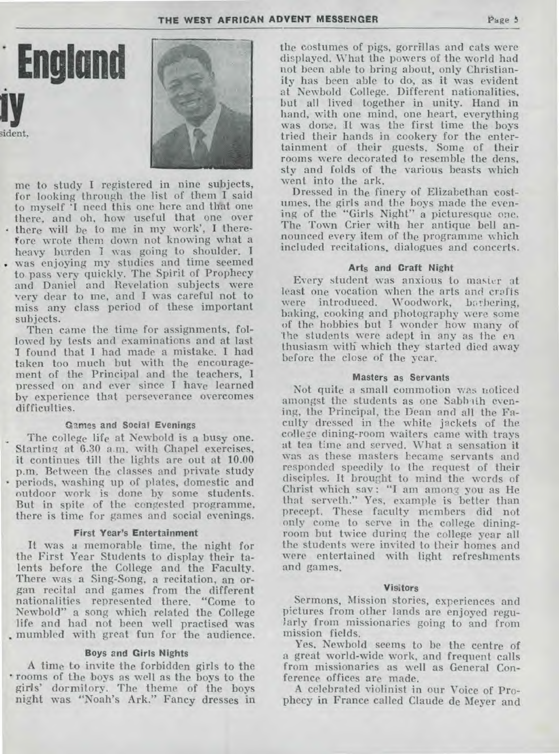# England

# ...ty

...sident,

me to study I registered in nine subjects, for looking through the list of them I said to myself 'I need this one here and that one there, and oh, how useful that one over there will be to me in my work', I therefore wrote them down not knowing what a heavy burden I was going to shoulder. I was enjoying my studies and time seemed to pass very quickly. The Spirit of Prophecy and Daniel and Revelation subjects were very dear to me, and I was careful not to miss any class period of these important subjects.

Then came the time for assignments, followed by tests and examinations and at last I found that I had made a mistake. I had taken too much but with the encouragement of the Principal and the teachers, I pressed on and ever since I have learned by experience that perseverance overcomes difficulties.

### Games and Social Evenings

The college life at Newbold is a busy one. Starting at 6.30 a.m. with Chapel exercises, it continues till the lights are out at 10.00 p.m. Between the classes and private study periods, washing up of plates, domestic and outdoor work is done by some students. But in spite of the congested programme, there is time for games and social evenings.

### First Year's Entertainment

It was a memorable time, the night for the First Year Students to display their talents before the College and the Faculty. There was a Sing-Song, a recitation, an organ recital and games from the different nationalities represented there. "Come to Newbold" a song which related the College life and had not been well practised was mumbled with great fun for the audience.

### Boys and Girls Nights

A time to invite the forbidden girls to the rooms of the boys as well as the boys to the girls' dormitory. The theme of the boys night was "Noah's Ark." Fancy dresses in the costumes of pigs, gorrillas and cats were displayed. What the powers of the world had not been able to bring about, only Christianity has been able to do, as it was evident at Newbold College. Different nationalities, but all lived together in unity. Hand in hand, with one mind, one heart, everything was done. It was the first time the boys tried their hands in cookery for the entertainment of their guests. Some of their rooms were decorated to resemble the dens, sty and folds of the various beasts which went into the ark.

Dressed in the finery of Elizabethan costumes, the girls and the boys made the evening of the "Girls Night" a picturesque one. The Town Crier with her antique bell announced every item of the programme which included recitations, dialogues and concerts.

### Arts and Craft Night

Every student was anxious to master at least one vocation when the arts and crafts were introduced. Woodwork, barbering, baking, cooking and photography were some of the hobbies but I wonder how many of the students were adept in any as the enthusiasm with which they started died away before the close of the year.

### Masters as Servants

Not quite a small commotion was noticed amongst the students as one Sabbath evening, the Principal, the Dean and all the Faculty dressed in the white jackets of the college dining-room waiters came with trays at tea time and served. What a sensation it was as these masters became servants and responded speedily to the request of their disciples. It brought to mind the words of Christ which say: "I am among you as He that serveth." Yes, example is better than precept. These faculty members did not only come to serve in the college dining-room but twice during the college year all the students were invited to their homes and were entertained with light refreshments and games.

### Visitors

Sermons, Mission stories, experiences and pictures from other lands are enjoyed regularly from missionaries going to and from mission fields.

Yes, Newbold seems to be the centre of a great world-wide work, and frequent calls from missionaries as well as General Conference offices are made.

A celebrated violinist in our Voice of Prophecy in France called Claude de Meyer and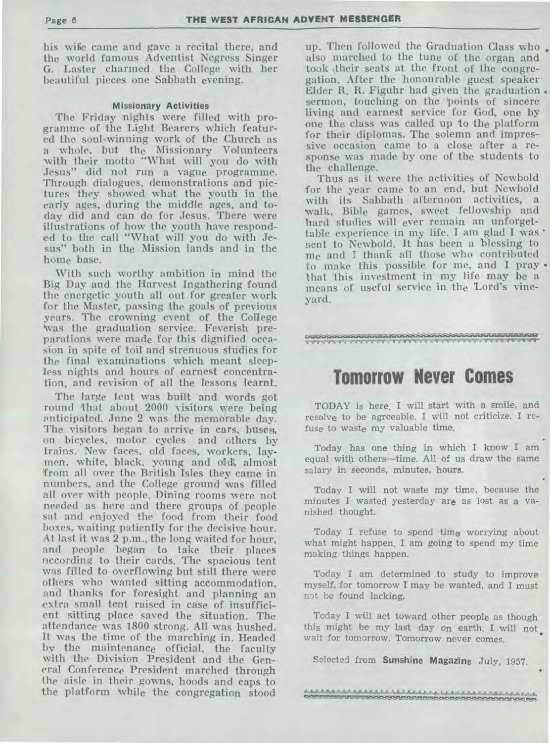his wife came and gave a recital there, and the world famous Adventist Negress Singer G. Laster charmed the College with her beautiful pieces one Sabbath evening.

#### Missionary Activities

The Friday nights were filled with programme of the Light Bearers which featured the soul-winning work of the Church as a whole, but the Missionary Volunteers with their motto "What will you do with Jesus" did not run a vague programme. Through dialogues, demonstrations and pictures they showed what the youth in the early ages, during the middle ages, and today did and can do for Jesus. There were illustrations of how the youth have responded to the call "What will you do with Jesus" both in the Mission lands and in the home base.

With such worthy ambition in mind the Big Day and the Harvest Ingathering found the energetic youth all out for greater work for the Master, passing the goals of previous years. The crowning event of the College was the graduation service. Feverish preparations were made for this dignified occasion in spite of toil and strenuous studies for the final examinations which meant sleepless nights and hours of earnest concentration, and revision of all the lessons learnt.

The large tent was built and words got round that about 2000 visitors were being anticipated. June 2 was the memorable day. The visitors began to arrive in cars, buses, on bicycles, motor cycles and others by trains. New faces, old faces, workers, laymen, white, black, young and old, almost from all over the British Isles they came in numbers, and the College ground was filled all over with people. Dining rooms were not needed as here and there groups of people sat and enjoyed the food from their food boxes, waiting patiently for the decisive hour. At last it was 2 p.m., the long waited for hour, and people began to take their places according to their cards. The spacious tent was filled to overflowing but still there were others who wanted sitting accommodation, and thanks for foresight and planning an extra small tent raised in case of insufficient sitting place saved the situation. The attendance was 1800 strong. All was hushed. It was the time of the marching in. Headed by the maintenance official, the faculty with the Division President and the General Conference President marched through the aisle in their gowns, hoods and caps to the platform while the congregation stood up. Then followed the Graduation Class who also marched to the tune of the organ and took their seats at the front of the congregation. After the honourable guest speaker Elder R. R. Figuhr had given the graduation sermon, touching on the points of sincere living and earnest service for God, one by one the class was called up to the platform for their diplomas. The solemn and impressive occasion came to a close after a response was made by one of the students to the challenge.

Thus as it were the activities of Newbold for the year came to an end, but Newbold with its Sabbath afternoon activities, a walk, Bible games, sweet fellowship and hard studies will ever remain an unforgettable experience in my life. I am glad I was sent to Newbold. It has been a blessing to me and I thank all those who contributed to make this possible for me, and I pray that this investment in my life may be a means of useful service in the Lord's vineyard.

# Tomorrow Never Comes

TODAY is here. I will start with a smile, and resolve to be agreeable. I will not criticize. I refuse to waste my valuable time.

Today has one thing in which I know I am equal with others—time. All of us draw the same salary in seconds, minutes, hours.

Today I will not waste my time, because the minutes I wasted yesterday are as lost as a vanished thought.

Today I refuse to spend time worrying about what might happen. I am going to spend my time making things happen.

Today I am determined to study to improve myself, for tomorrow I may be wanted, and I must not be found lacking.

Today I will act toward other people as though this might be my last day on earth. I will not wait for tomorrow. Tomorrow never comes.

Selected from **Sunshine Magazine** July, 1957.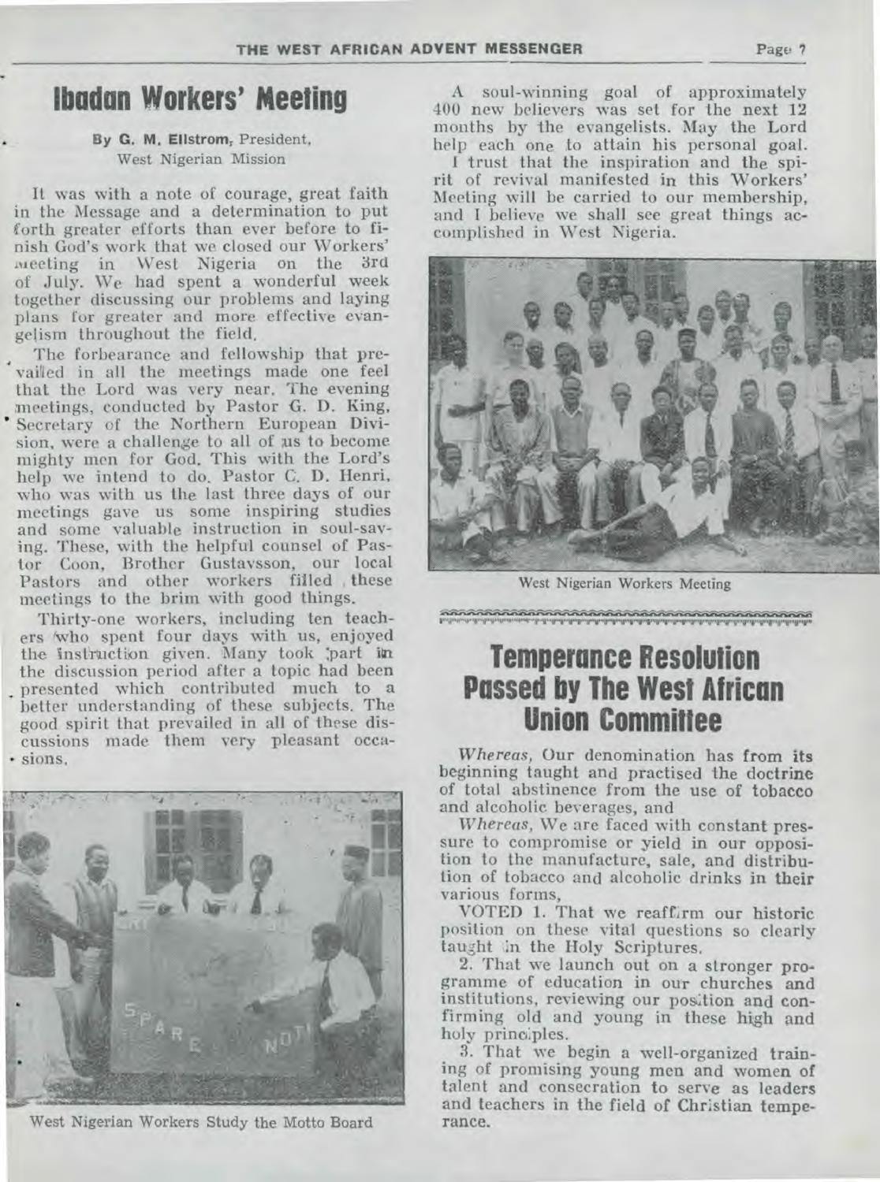# Ibadan Workers' Meeting

**By G. M. Ellstrom,** President, West Nigerian Mission

It was with a note of courage, great faith in the Message and a determination to put forth greater efforts than ever before to finish God's work that we closed our Workers' meeting in West Nigeria on the 3rd of July. We had spent a wonderful week together discussing our problems and laying plans for greater and more effective evangelism throughout the field.

The forbearance and fellowship that prevailed in all the meetings made one feel that the Lord was very near. The evening meetings, conducted by Pastor G. D. King, Secretary of the Northern European Division, were a challenge to all of us to become mighty men for God. This with the Lord's help we intend to do. Pastor C. D. Henri, who was with us the last three days of our meetings gave us some inspiring studies and some valuable instruction in soul-saving. These, with the helpful counsel of Pastor Coon, Brother Gustavsson, our local Pastors and other workers filled these meetings to the brim with good things.

Thirty-one workers, including ten teachers who spent four days with us, enjoyed the instruction given. Many took part in the discussion period after a topic had been presented which contributed much to a better understanding of these subjects. The good spirit that prevailed in all of these discussions made them very pleasant occasions.

West Nigerian Workers Study the Motto Board

A soul-winning goal of approximately 400 new believers was set for the next 12 months by the evangelists. May the Lord help each one to attain his personal goal.

I trust that the inspiration and the spirit of revival manifested in this Workers' Meeting will be carried to our membership, and I believe we shall see great things accomplished in West Nigeria.

West Nigerian Workers Meeting

# Temperance Resolution Passed by The West African Union Committee

*Whereas,* Our denomination has from its beginning taught and practised the doctrine of total abstinence from the use of tobacco and alcoholic beverages, and

*Whereas,* We are faced with constant pressure to compromise or yield in our opposition to the manufacture, sale, and distribution of tobacco and alcoholic drinks in their various forms,

VOTED 1. That we reaffirm our historic position on these vital questions so clearly taught in the Holy Scriptures.

2. That we launch out on a stronger programme of education in our churches and institutions, reviewing our position and confirming old and young in these high and holy principles.

3. That we begin a well-organized training of promising young men and women of talent and consecration to serve as leaders and teachers in the field of Christian temperance.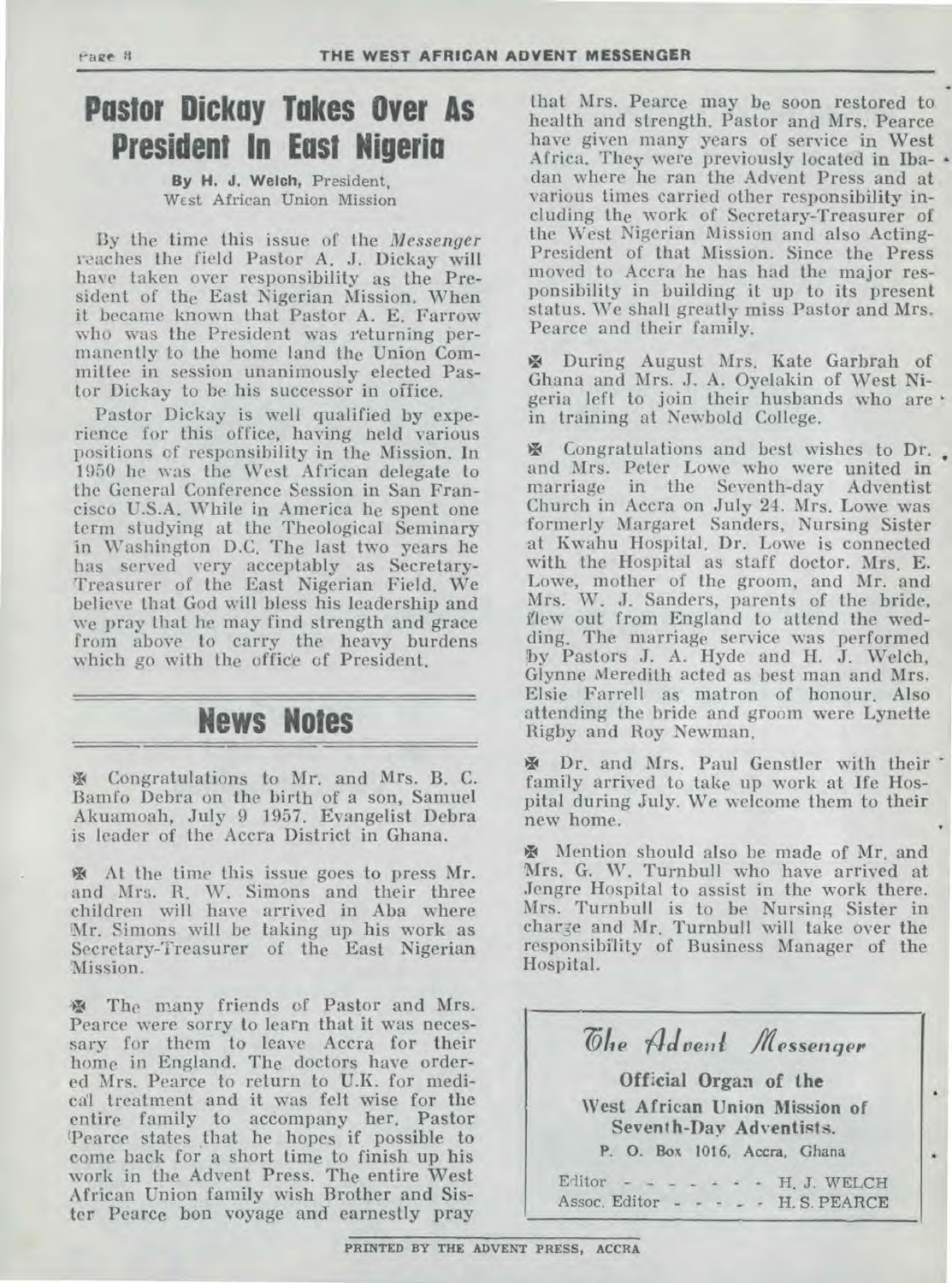# Pastor Dickay Takes Over As President In East Nigeria

**By H. J. Welch,** President, West African Union Mission

By the time this issue of the *Messenger* reaches the field Pastor A. J. Dickay will have taken over responsibility as the President of the East Nigerian Mission. When it became known that Pastor A. E. Farrow who was the President was returning permanently to the home land the Union Committee in session unanimously elected Pastor Dickay to be his successor in office.

Pastor Dickay is well qualified by experience for this office, having held various positions of responsibility in the Mission. In 1950 he was the West African delegate to the General Conference Session in San Francisco U.S.A. While in America he spent one term studying at the Theological Seminary in Washington D.C. The last two years he has served very acceptably as Secretary-Treasurer of the East Nigerian Field. We believe that God will bless his leadership and we pray that he may find strength and grace from above to carry the heavy burdens which go with the office of President.

## News Notes

✠ Congratulations to Mr. and Mrs. B. C. Bamfo Debra on the birth of a son, Samuel Akuamoah, July 9 1957. Evangelist Debra is leader of the Accra District in Ghana.

✠ At the time this issue goes to press Mr. and Mrs. R. W. Simons and their three children will have arrived in Aba where Mr. Simons will be taking up his work as Secretary-Treasurer of the East Nigerian Mission.

✠ The many friends of Pastor and Mrs. Pearce were sorry to learn that it was necessary for them to leave Accra for their home in England. The doctors have ordered Mrs. Pearce to return to U.K. for medical treatment and it was felt wise for the entire family to accompany her. Pastor Pearce states that he hopes if possible to come back for a short time to finish up his work in the Advent Press. The entire West African Union family wish Brother and Sister Pearce bon voyage and earnestly pray that Mrs. Pearce may be soon restored to health and strength. Pastor and Mrs. Pearce have given many years of service in West Africa. They were previously located in Ibadan where he ran the Advent Press and at various times carried other responsibility including the work of Secretary-Treasurer of the West Nigerian Mission and also Acting-President of that Mission. Since the Press moved to Accra he has had the major responsibility in building it up to its present status. We shall greatly miss Pastor and Mrs. Pearce and their family.

✠ During August Mrs. Kate Garbrah of Ghana and Mrs. J. A. Oyelakin of West Nigeria left to join their husbands who are in training at Newbold College.

✠ Congratulations and best wishes to Dr. and Mrs. Peter Lowe who were united in marriage in the Seventh-day Adventist Church in Accra on July 24. Mrs. Lowe was formerly Margaret Sanders, Nursing Sister at Kwahu Hospital. Dr. Lowe is connected with the Hospital as staff doctor. Mrs. E. Lowe, mother of the groom, and Mr. and Mrs. W. J. Sanders, parents of the bride, flew out from England to attend the wedding. The marriage service was performed by Pastors J. A. Hyde and H. J. Welch, Glynne Meredith acted as best man and Mrs. Elsie Farrell as matron of honour. Also attending the bride and groom were Lynette Rigby and Roy Newman.

✠ Dr. and Mrs. Paul Genstler with their family arrived to take up work at Ife Hospital during July. We welcome them to their new home.

✠ Mention should also be made of Mr. and Mrs. G. W. Turnbull who have arrived at Jengre Hospital to assist in the work there. Mrs. Turnbull is to be Nursing Sister in charge and Mr. Turnbull will take over the responsibility of Business Manager of the Hospital.

---

*The Advent Messenger*

**Official Organ of the West African Union Mission of Seventh-Day Adventists.**

P. O. Box 1016, Accra, Ghana

Editor - - - - - - - H. J. WELCH
Assoc. Editor - - - - - H. S. PEARCE

---

PRINTED BY THE ADVENT PRESS, ACCRA